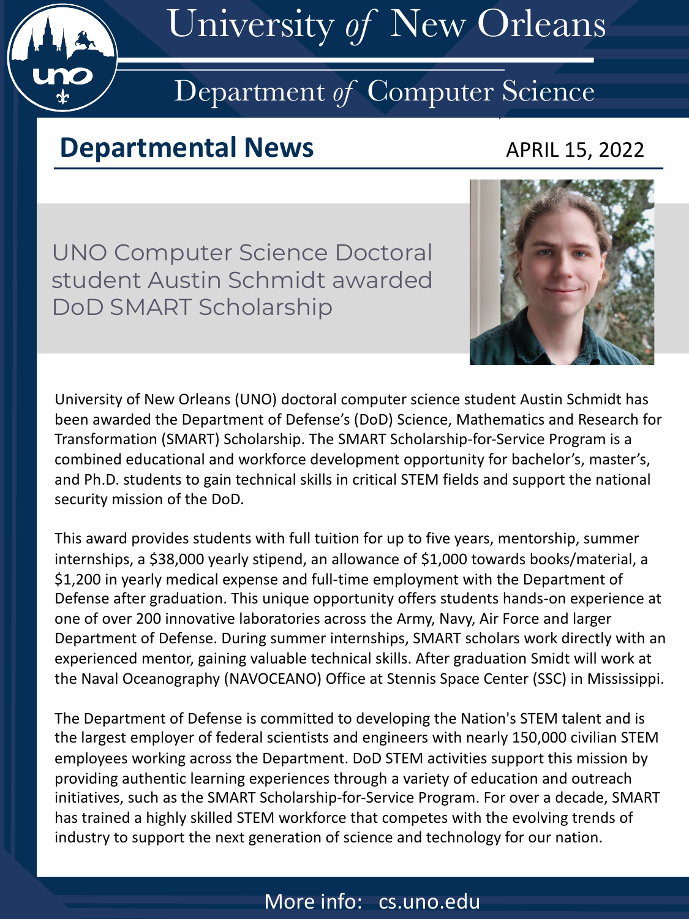# University *of* New Orleans

## Department *of* Computer Science

## Departmental News

APRIL 15, 2022

### UNO Computer Science Doctoral student Austin Schmidt awarded DoD SMART Scholarship

University of New Orleans (UNO) doctoral computer science student Austin Schmidt has been awarded the Department of Defense's (DoD) Science, Mathematics and Research for Transformation (SMART) Scholarship. The SMART Scholarship-for-Service Program is a combined educational and workforce development opportunity for bachelor's, master's, and Ph.D. students to gain technical skills in critical STEM fields and support the national security mission of the DoD.

This award provides students with full tuition for up to five years, mentorship, summer internships, a $38,000 yearly stipend, an allowance of $1,000 towards books/material, a $1,200 in yearly medical expense and full-time employment with the Department of Defense after graduation. This unique opportunity offers students hands-on experience at one of over 200 innovative laboratories across the Army, Navy, Air Force and larger Department of Defense. During summer internships, SMART scholars work directly with an experienced mentor, gaining valuable technical skills. After graduation Smidt will work at the Naval Oceanography (NAVOCEANO) Office at Stennis Space Center (SSC) in Mississippi.

The Department of Defense is committed to developing the Nation's STEM talent and is the largest employer of federal scientists and engineers with nearly 150,000 civilian STEM employees working across the Department. DoD STEM activities support this mission by providing authentic learning experiences through a variety of education and outreach initiatives, such as the SMART Scholarship-for-Service Program. For over a decade, SMART has trained a highly skilled STEM workforce that competes with the evolving trends of industry to support the next generation of science and technology for our nation.

More info: cs.uno.edu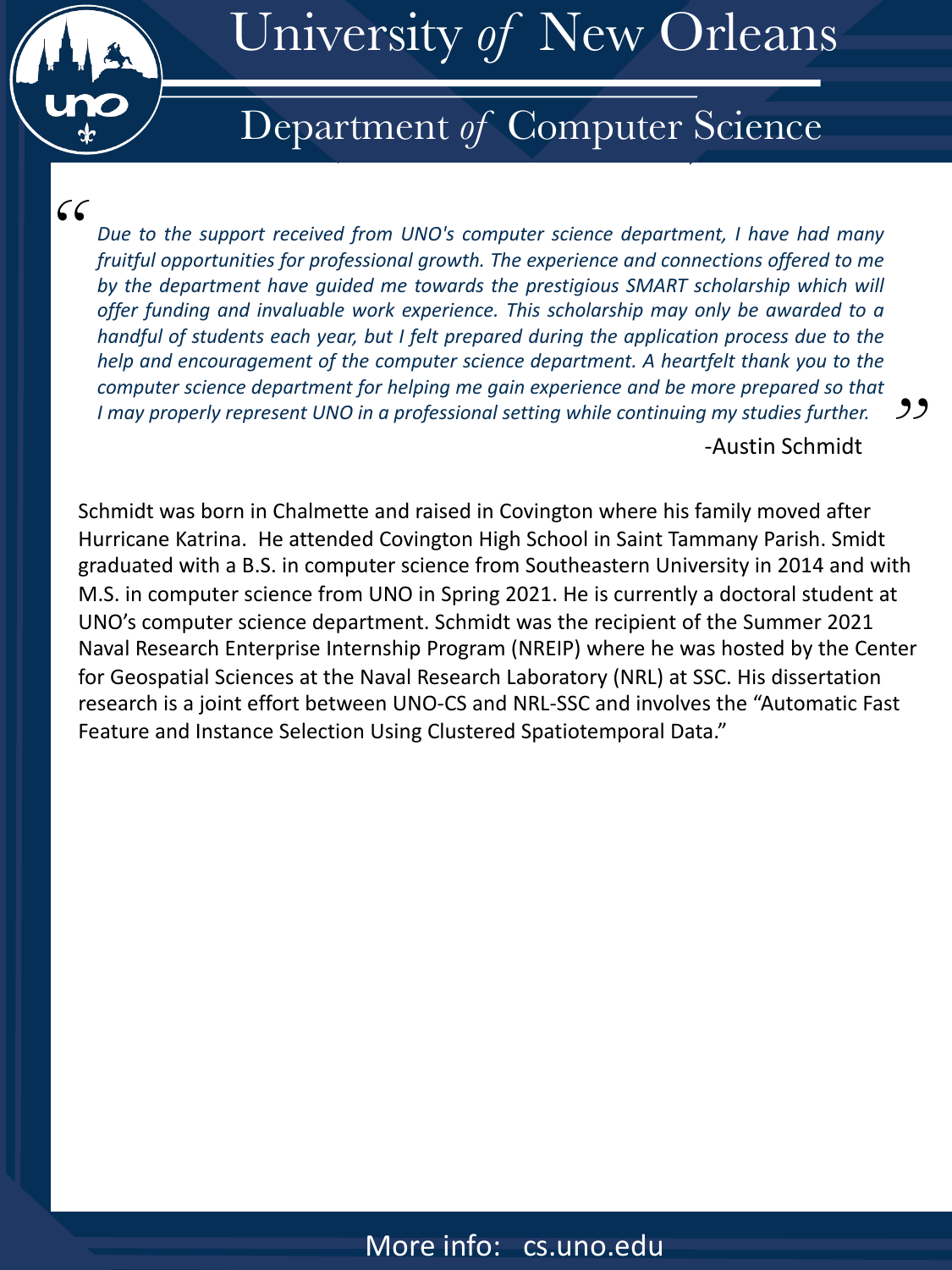# University *of* New Orleans

## Department *of* Computer Science

> *Due to the support received from UNO's computer science department, I have had many fruitful opportunities for professional growth. The experience and connections offered to me by the department have guided me towards the prestigious SMART scholarship which will offer funding and invaluable work experience. This scholarship may only be awarded to a handful of students each year, but I felt prepared during the application process due to the help and encouragement of the computer science department. A heartfelt thank you to the computer science department for helping me gain experience and be more prepared so that I may properly represent UNO in a professional setting while continuing my studies further.*
>
> -Austin Schmidt

Schmidt was born in Chalmette and raised in Covington where his family moved after Hurricane Katrina. He attended Covington High School in Saint Tammany Parish. Smidt graduated with a B.S. in computer science from Southeastern University in 2014 and with M.S. in computer science from UNO in Spring 2021. He is currently a doctoral student at UNO's computer science department. Schmidt was the recipient of the Summer 2021 Naval Research Enterprise Internship Program (NREIP) where he was hosted by the Center for Geospatial Sciences at the Naval Research Laboratory (NRL) at SSC. His dissertation research is a joint effort between UNO-CS and NRL-SSC and involves the "Automatic Fast Feature and Instance Selection Using Clustered Spatiotemporal Data."

More info: cs.uno.edu